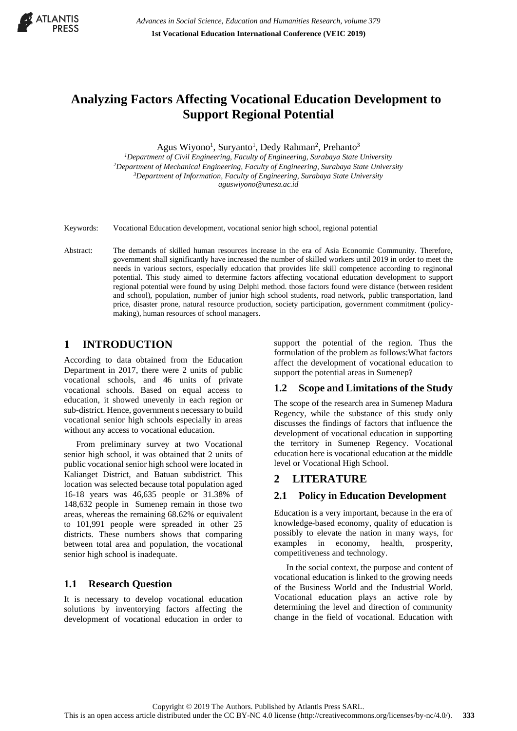# Analyzing Factors Affecting Vocational Education Development to Support Regional Potential

Agus Wiyono[1], Suryanto[1], Dedy Rahman[2], Prehanto[3]

[1]*Department of Civil Engineering, Faculty of Engineering, Surabaya State University*
[2]*Department of Mechanical Engineering, Faculty of Engineering, Surabaya State University*
[3]*Department of Information, Faculty of Engineering, Surabaya State University*
*aguswiyono@unesa.ac.id*

Keywords: Vocational Education development, vocational senior high school, regional potential

Abstract: The demands of skilled human resources increase in the era of Asia Economic Community. Therefore, government shall significantly have increased the number of skilled workers until 2019 in order to meet the needs in various sectors, especially education that provides life skill competence according to reginonal potential. This study aimed to determine factors affecting vocational education development to support regional potential were found by using Delphi method. those factors found were distance (between resident and school), population, number of junior high school students, road network, public transportation, land price, disaster prone, natural resource production, society participation, government commitment (policy-making), human resources of school managers.

## 1 INTRODUCTION

According to data obtained from the Education Department in 2017, there were 2 units of public vocational schools, and 46 units of private vocational schools. Based on equal access to education, it showed unevenly in each region or sub-district. Hence, government s necessary to build vocational senior high schools especially in areas without any access to vocational education.

From preliminary survey at two Vocational senior high school, it was obtained that 2 units of public vocational senior high school were located in Kalianget District, and Batuan subdistrict. This location was selected because total population aged 16-18 years was 46,635 people or 31.38% of 148,632 people in Sumenep remain in those two areas, whereas the remaining 68.62% or equivalent to 101,991 people were spreaded in other 25 districts. These numbers shows that comparing between total area and population, the vocational senior high school is inadequate.

### 1.1 Research Question

It is necessary to develop vocational education solutions by inventorying factors affecting the development of vocational education in order to support the potential of the region. Thus the formulation of the problem as follows:What factors affect the development of vocational education to support the potential areas in Sumenep?

### 1.2 Scope and Limitations of the Study

The scope of the research area in Sumenep Madura Regency, while the substance of this study only discusses the findings of factors that influence the development of vocational education in supporting the territory in Sumenep Regency. Vocational education here is vocational education at the middle level or Vocational High School.

## 2 LITERATURE

### 2.1 Policy in Education Development

Education is a very important, because in the era of knowledge-based economy, quality of education is possibly to elevate the nation in many ways, for examples in economy, health, prosperity, competitiveness and technology.

In the social context, the purpose and content of vocational education is linked to the growing needs of the Business World and the Industrial World. Vocational education plays an active role by determining the level and direction of community change in the field of vocational. Education with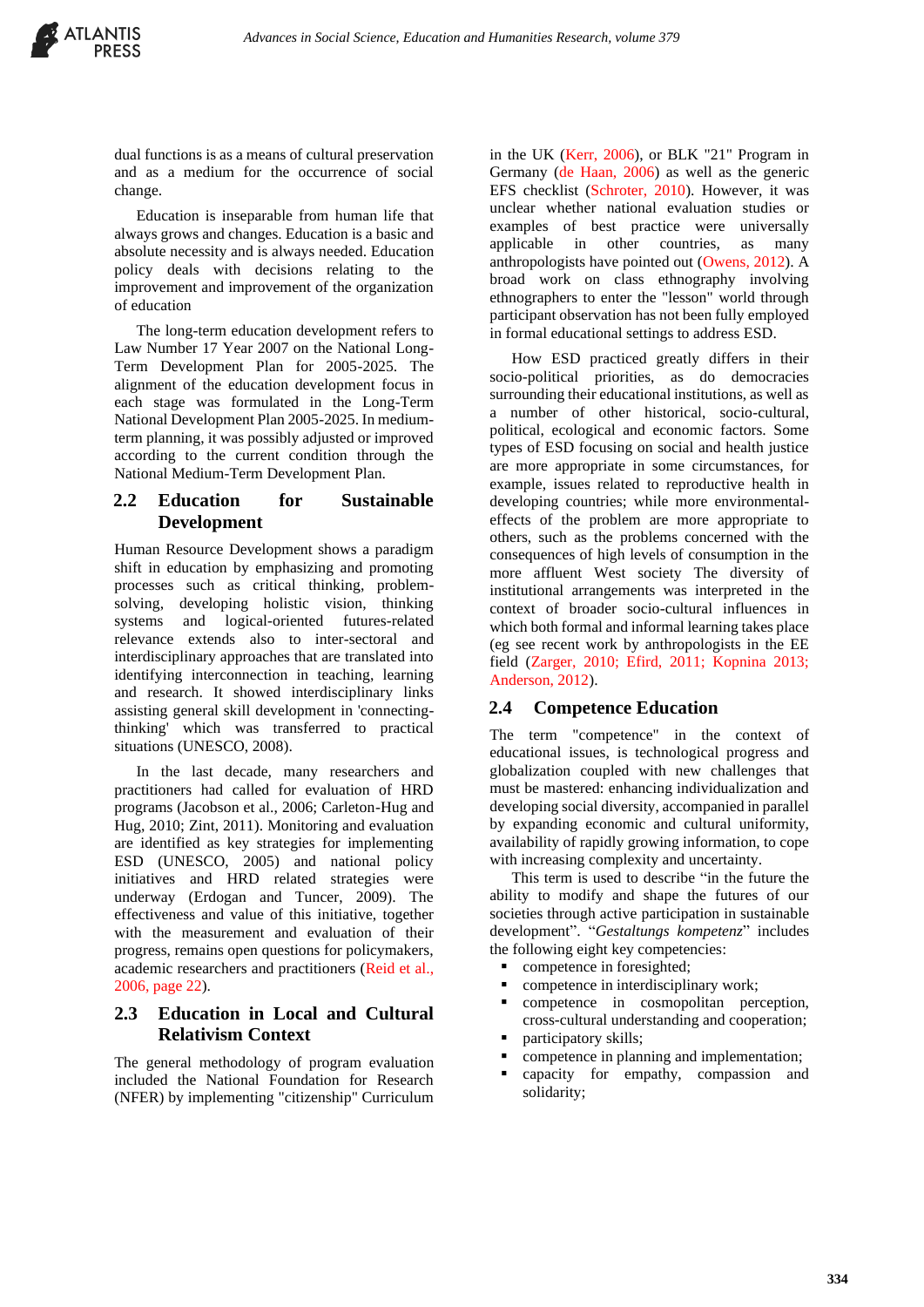dual functions is as a means of cultural preservation and as a medium for the occurrence of social change.

Education is inseparable from human life that always grows and changes. Education is a basic and absolute necessity and is always needed. Education policy deals with decisions relating to the improvement and improvement of the organization of education

The long-term education development refers to Law Number 17 Year 2007 on the National Long-Term Development Plan for 2005-2025. The alignment of the education development focus in each stage was formulated in the Long-Term National Development Plan 2005-2025. In medium-term planning, it was possibly adjusted or improved according to the current condition through the National Medium-Term Development Plan.

## 2.2 Education for Sustainable Development

Human Resource Development shows a paradigm shift in education by emphasizing and promoting processes such as critical thinking, problem-solving, developing holistic vision, thinking systems and logical-oriented futures-related relevance extends also to inter-sectoral and interdisciplinary approaches that are translated into identifying interconnection in teaching, learning and research. It showed interdisciplinary links assisting general skill development in 'connecting-thinking' which was transferred to practical situations (UNESCO, 2008).

In the last decade, many researchers and practitioners had called for evaluation of HRD programs (Jacobson et al., 2006; Carleton-Hug and Hug, 2010; Zint, 2011). Monitoring and evaluation are identified as key strategies for implementing ESD (UNESCO, 2005) and national policy initiatives and HRD related strategies were underway (Erdogan and Tuncer, 2009). The effectiveness and value of this initiative, together with the measurement and evaluation of their progress, remains open questions for policymakers, academic researchers and practitioners (Reid et al., 2006, page 22).

## 2.3 Education in Local and Cultural Relativism Context

The general methodology of program evaluation included the National Foundation for Research (NFER) by implementing "citizenship" Curriculum in the UK (Kerr, 2006), or BLK "21" Program in Germany (de Haan, 2006) as well as the generic EFS checklist (Schroter, 2010). However, it was unclear whether national evaluation studies or examples of best practice were universally applicable in other countries, as many anthropologists have pointed out (Owens, 2012). A broad work on class ethnography involving ethnographers to enter the "lesson" world through participant observation has not been fully employed in formal educational settings to address ESD.

How ESD practiced greatly differs in their socio-political priorities, as do democracies surrounding their educational institutions, as well as a number of other historical, socio-cultural, political, ecological and economic factors. Some types of ESD focusing on social and health justice are more appropriate in some circumstances, for example, issues related to reproductive health in developing countries; while more environmental-effects of the problem are more appropriate to others, such as the problems concerned with the consequences of high levels of consumption in the more affluent West society The diversity of institutional arrangements was interpreted in the context of broader socio-cultural influences in which both formal and informal learning takes place (eg see recent work by anthropologists in the EE field (Zarger, 2010; Efird, 2011; Kopnina 2013; Anderson, 2012).

## 2.4 Competence Education

The term "competence" in the context of educational issues, is technological progress and globalization coupled with new challenges that must be mastered: enhancing individualization and developing social diversity, accompanied in parallel by expanding economic and cultural uniformity, availability of rapidly growing information, to cope with increasing complexity and uncertainty.

This term is used to describe "in the future the ability to modify and shape the futures of our societies through active participation in sustainable development". "*Gestaltungs kompetenz*" includes the following eight key competencies:

- competence in foresighted;
- competence in interdisciplinary work;
- competence in cosmopolitan perception, cross-cultural understanding and cooperation;
- participatory skills;
- competence in planning and implementation;
- capacity for empathy, compassion and solidarity;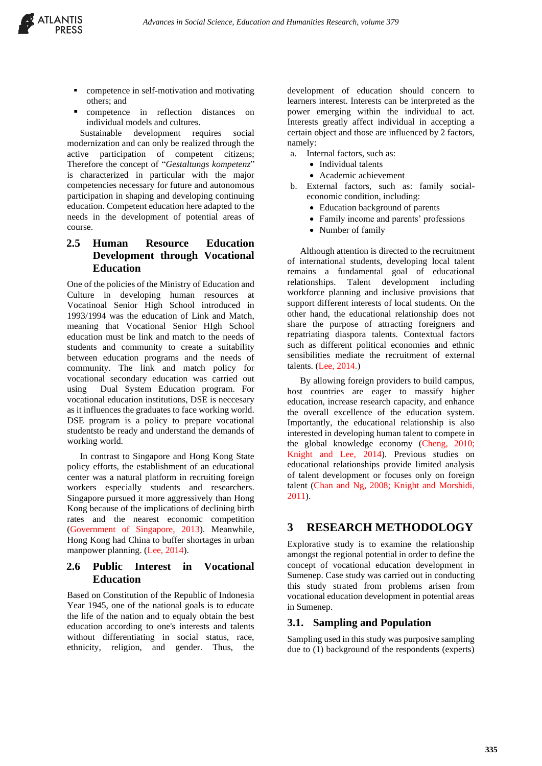- competence in self-motivation and motivating others; and
- competence in reflection distances on individual models and cultures.

Sustainable development requires social modernization and can only be realized through the active participation of competent citizens; Therefore the concept of "*Gestaltungs kompetenz*" is characterized in particular with the major competencies necessary for future and autonomous participation in shaping and developing continuing education. Competent education here adapted to the needs in the development of potential areas of course.

## 2.5 Human Resource Education Development through Vocational Education

One of the policies of the Ministry of Education and Culture in developing human resources at Vocatinoal Senior High School introduced in 1993/1994 was the education of Link and Match, meaning that Vocational Senior HIgh School education must be link and match to the needs of students and community to create a suitability between education programs and the needs of community. The link and match policy for vocational secondary education was carried out using Dual System Education program. For vocational education institutions, DSE is neccesary as it influences the graduates to face working world. DSE program is a policy to prepare vocational studentsto be ready and understand the demands of working world.

In contrast to Singapore and Hong Kong State policy efforts, the establishment of an educational center was a natural platform in recruiting foreign workers especially students and researchers. Singapore pursued it more aggressively than Hong Kong because of the implications of declining birth rates and the nearest economic competition (Government of Singapore, 2013). Meanwhile, Hong Kong had China to buffer shortages in urban manpower planning. (Lee, 2014).

## 2.6 Public Interest in Vocational Education

Based on Constitution of the Republic of Indonesia Year 1945, one of the national goals is to educate the life of the nation and to equaly obtain the best education according to one's interests and talents without differentiating in social status, race, ethnicity, religion, and gender. Thus, the development of education should concern to learners interest. Interests can be interpreted as the power emerging within the individual to act. Interests greatly affect individual in accepting a certain object and those are influenced by 2 factors, namely:

a. Internal factors, such as:
   - Individual talents
   - Academic achievement
b. External factors, such as: family social-economic condition, including:
   - Education background of parents
   - Family income and parents' professions
   - Number of family

Although attention is directed to the recruitment of international students, developing local talent remains a fundamental goal of educational relationships. Talent development including workforce planning and inclusive provisions that support different interests of local students. On the other hand, the educational relationship does not share the purpose of attracting foreigners and repatriating diaspora talents. Contextual factors such as different political economies and ethnic sensibilities mediate the recruitment of external talents. (Lee, 2014.)

By allowing foreign providers to build campus, host countries are eager to massify higher education, increase research capacity, and enhance the overall excellence of the education system. Importantly, the educational relationship is also interested in developing human talent to compete in the global knowledge economy (Cheng, 2010; Knight and Lee, 2014). Previous studies on educational relationships provide limited analysis of talent development or focuses only on foreign talent (Chan and Ng, 2008; Knight and Morshidi, 2011).

# 3 RESEARCH METHODOLOGY

Explorative study is to examine the relationship amongst the regional potential in order to define the concept of vocational education development in Sumenep. Case study was carried out in conducting this study strated from problems arisen from vocational education development in potential areas in Sumenep.

## 3.1. Sampling and Population

Sampling used in this study was purposive sampling due to (1) background of the respondents (experts)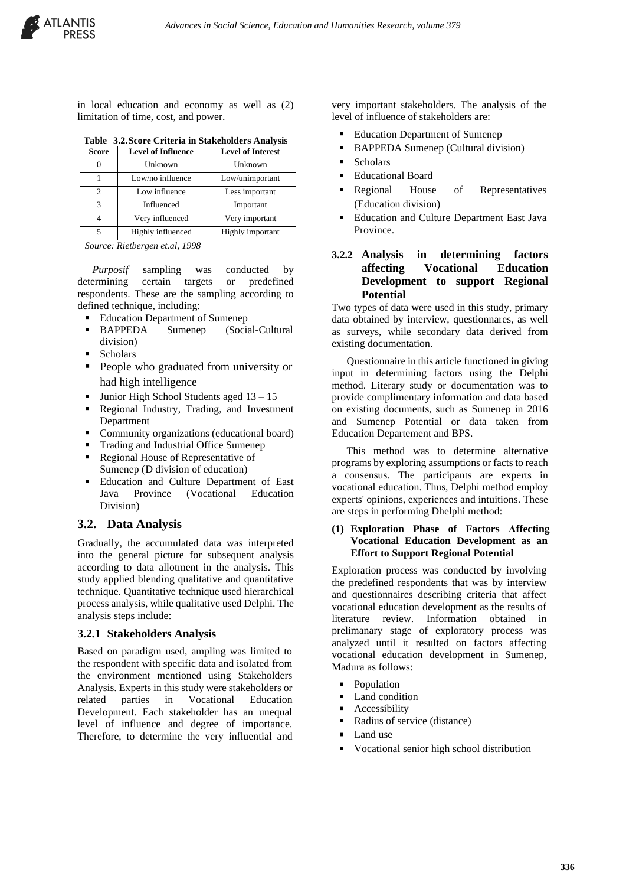in local education and economy as well as (2) limitation of time, cost, and power.

**Table 3.2. Score Criteria in Stakeholders Analysis**

| Score | Level of Influence | Level of Interest |
|---|---|---|
| 0 | Unknown | Unknown |
| 1 | Low/no influence | Low/unimportant |
| 2 | Low influence | Less important |
| 3 | Influenced | Important |
| 4 | Very influenced | Very important |
| 5 | Highly influenced | Highly important |

*Source: Rietbergen et.al, 1998*

*Purposif* sampling was conducted by determining certain targets or predefined respondents. These are the sampling according to defined technique, including:

- Education Department of Sumenep
- BAPPEDA Sumenep (Social-Cultural division)
- Scholars
- People who graduated from university or had high intelligence
- Junior High School Students aged 13 – 15
- Regional Industry, Trading, and Investment Department
- Community organizations (educational board)
- Trading and Industrial Office Sumenep
- Regional House of Representative of Sumenep (D division of education)
- Education and Culture Department of East Java Province (Vocational Education Division)

## 3.2. Data Analysis

Gradually, the accumulated data was interpreted into the general picture for subsequent analysis according to data allotment in the analysis. This study applied blending qualitative and quantitative technique. Quantitative technique used hierarchical process analysis, while qualitative used Delphi. The analysis steps include:

### 3.2.1 Stakeholders Analysis

Based on paradigm used, ampling was limited to the respondent with specific data and isolated from the environment mentioned using Stakeholders Analysis. Experts in this study were stakeholders or related parties in Vocational Education Development. Each stakeholder has an unequal level of influence and degree of importance. Therefore, to determine the very influential and very important stakeholders. The analysis of the level of influence of stakeholders are:

- Education Department of Sumenep
- BAPPEDA Sumenep (Cultural division)
- Scholars
- Educational Board
- Regional House of Representatives (Education division)
- Education and Culture Department East Java Province.

### 3.2.2 Analysis in determining factors affecting Vocational Education Development to support Regional Potential

Two types of data were used in this study, primary data obtained by interview, questionnares, as well as surveys, while secondary data derived from existing documentation.

Questionnaire in this article functioned in giving input in determining factors using the Delphi method. Literary study or documentation was to provide complimentary information and data based on existing documents, such as Sumenep in 2016 and Sumenep Potential or data taken from Education Departement and BPS.

This method was to determine alternative programs by exploring assumptions or facts to reach a consensus. The participants are experts in vocational education. Thus, Delphi method employ experts' opinions, experiences and intuitions. These are steps in performing Dhelphi method:

**(1) Exploration Phase of Factors Affecting Vocational Education Development as an Effort to Support Regional Potential**

Exploration process was conducted by involving the predefined respondents that was by interview and questionnaires describing criteria that affect vocational education development as the results of literature review. Information obtained in prelimanary stage of exploratory process was analyzed until it resulted on factors affecting vocational education development in Sumenep, Madura as follows:

- Population
- Land condition
- Accessibility
- Radius of service (distance)
- Land use
- Vocational senior high school distribution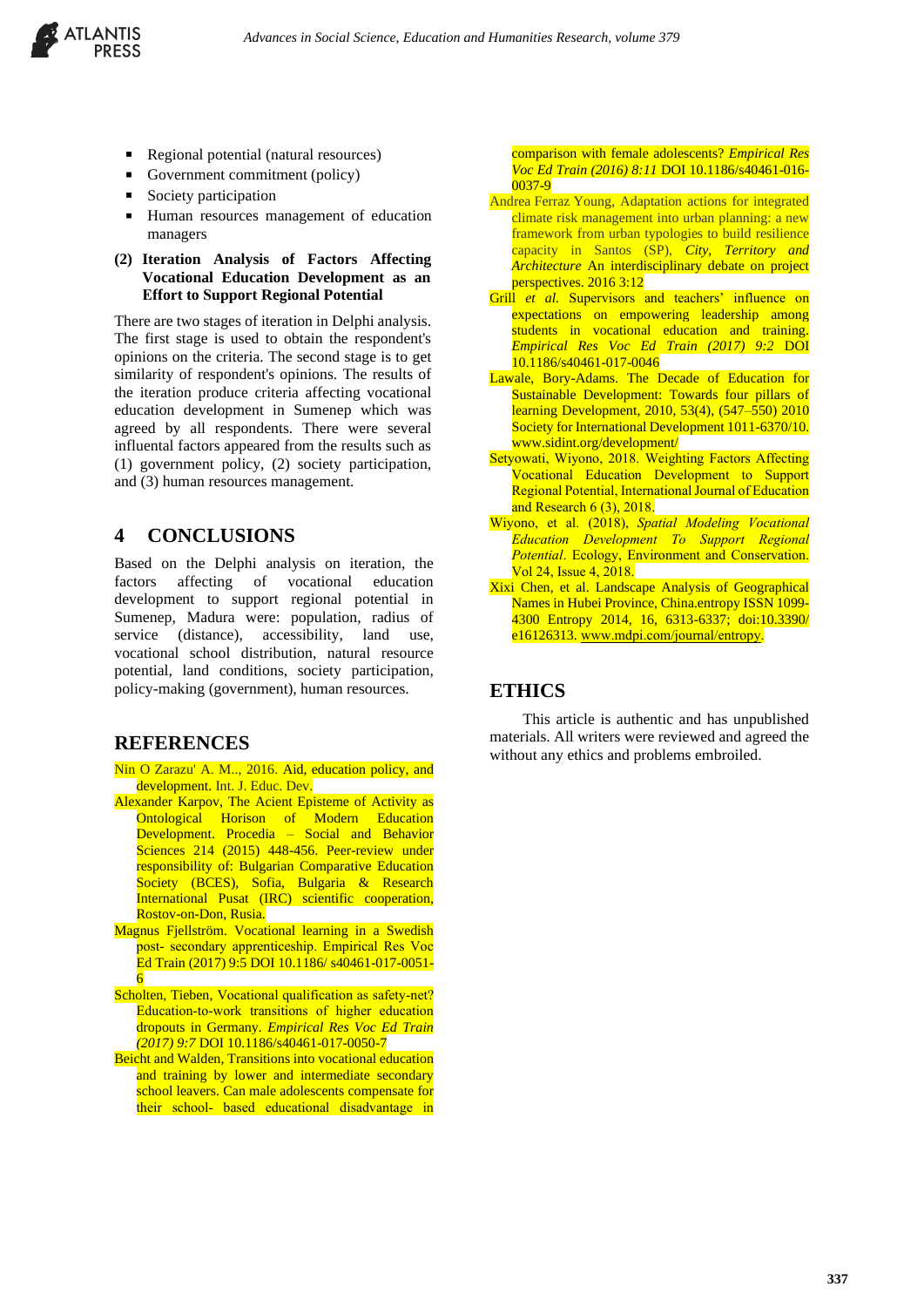- Regional potential (natural resources)
- Government commitment (policy)
- Society participation
- Human resources management of education managers

**(2) Iteration Analysis of Factors Affecting Vocational Education Development as an Effort to Support Regional Potential**

There are two stages of iteration in Delphi analysis. The first stage is used to obtain the respondent's opinions on the criteria. The second stage is to get similarity of respondent's opinions. The results of the iteration produce criteria affecting vocational education development in Sumenep which was agreed by all respondents. There were several influential factors appeared from the results such as (1) government policy, (2) society participation, and (3) human resources management.

## 4 CONCLUSIONS

Based on the Delphi analysis on iteration, the factors affecting of vocational education development to support regional potential in Sumenep, Madura were: population, radius of service (distance), accessibility, land use, vocational school distribution, natural resource potential, land conditions, society participation, policy-making (government), human resources.

## REFERENCES

Nin O Zarazu' A. M.., 2016. Aid, education policy, and development. Int. J. Educ. Dev.

Alexander Karpov, The Acient Episteme of Activity as Ontological Horison of Modern Education Development. Procedia – Social and Behavior Sciences 214 (2015) 448-456. Peer-review under responsibility of: Bulgarian Comparative Education Society (BCES), Sofia, Bulgaria & Research International Pusat (IRC) scientific cooperation, Rostov-on-Don, Rusia.

Magnus Fjellström. Vocational learning in a Swedish post- secondary apprenticeship. Empirical Res Voc Ed Train (2017) 9:5 DOI 10.1186/ s40461-017-0051-6

Scholten, Tieben, Vocational qualification as safety-net? Education-to-work transitions of higher education dropouts in Germany. *Empirical Res Voc Ed Train (2017) 9:7* DOI 10.1186/s40461-017-0050-7

Beicht and Walden, Transitions into vocational education and training by lower and intermediate secondary school leavers. Can male adolescents compensate for their school- based educational disadvantage in comparison with female adolescents? *Empirical Res Voc Ed Train (2016) 8:11* DOI 10.1186/s40461-016-0037-9

Andrea Ferraz Young, Adaptation actions for integrated climate risk management into urban planning: a new framework from urban typologies to build resilience capacity in Santos (SP), *City, Territory and Architecture* An interdisciplinary debate on project perspectives. 2016 3:12

Grill *et al.* Supervisors and teachers' influence on expectations on empowering leadership among students in vocational education and training. *Empirical Res Voc Ed Train (2017) 9:2* DOI 10.1186/s40461-017-0046

Lawale, Bory-Adams. The Decade of Education for Sustainable Development: Towards four pillars of learning Development, 2010, 53(4), (547–550) 2010 Society for International Development 1011-6370/10. www.sidint.org/development/

Setyowati, Wiyono, 2018. Weighting Factors Affecting Vocational Education Development to Support Regional Potential, International Journal of Education and Research 6 (3), 2018.

Wiyono, et al. (2018), *Spatial Modeling Vocational Education Development To Support Regional Potential*. Ecology, Environment and Conservation. Vol 24, Issue 4, 2018.

Xixi Chen, et al. Landscape Analysis of Geographical Names in Hubei Province, China.entropy ISSN 1099-4300 Entropy 2014, 16, 6313-6337; doi:10.3390/ e16126313. www.mdpi.com/journal/entropy.

## ETHICS

This article is authentic and has unpublished materials. All writers were reviewed and agreed the without any ethics and problems embroiled.